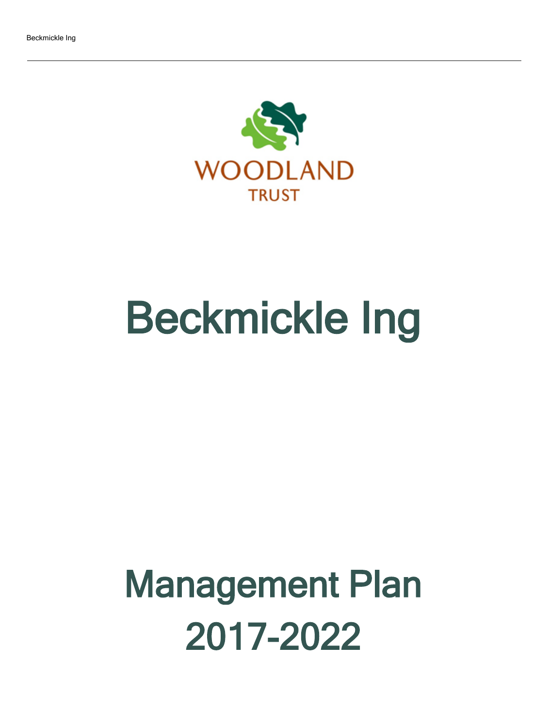WOODLAND TRUST

# Beckmickle Ing

# Management Plan 2017-2022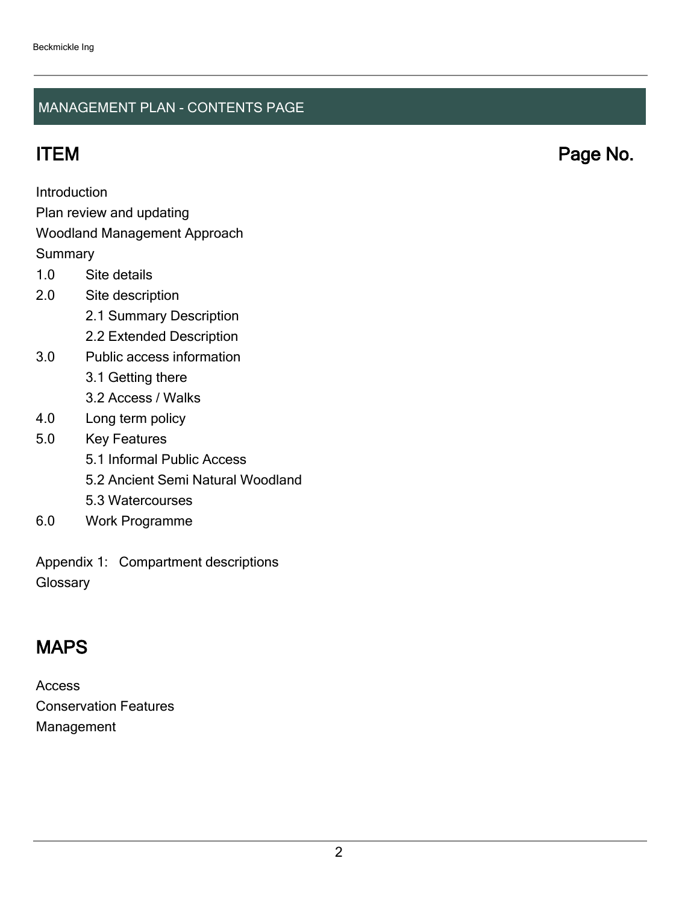## MANAGEMENT PLAN - CONTENTS PAGE

| ITEM | Page No. |
|---|---|
| Introduction | |
| Plan review and updating | |
| Woodland Management Approach | |
| Summary | |
| 1.0 Site details | |
| 2.0 Site description | |
| 2.1 Summary Description | |
| 2.2 Extended Description | |
| 3.0 Public access information | |
| 3.1 Getting there | |
| 3.2 Access / Walks | |
| 4.0 Long term policy | |
| 5.0 Key Features | |
| 5.1 Informal Public Access | |
| 5.2 Ancient Semi Natural Woodland | |
| 5.3 Watercourses | |
| 6.0 Work Programme | |
| Appendix 1: Compartment descriptions | |
| Glossary | |

## MAPS

Access
Conservation Features
Management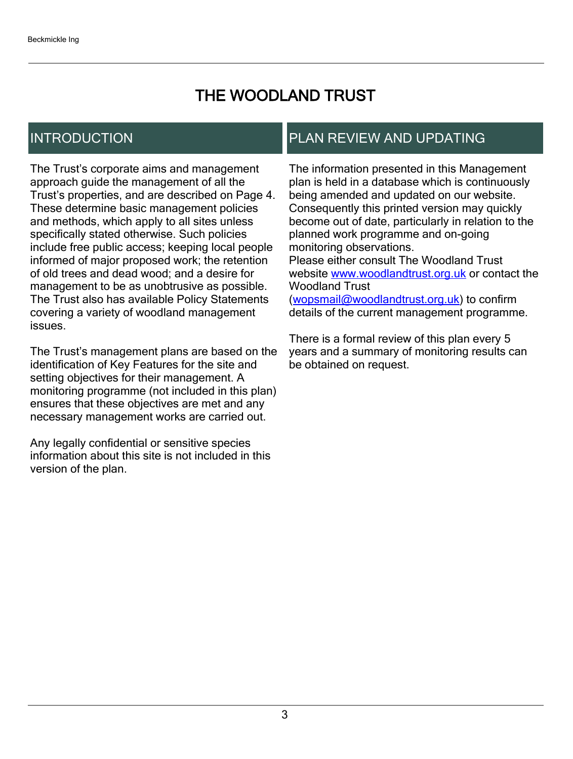# THE WOODLAND TRUST

## INTRODUCTION

The Trust's corporate aims and management approach guide the management of all the Trust's properties, and are described on Page 4. These determine basic management policies and methods, which apply to all sites unless specifically stated otherwise. Such policies include free public access; keeping local people informed of major proposed work; the retention of old trees and dead wood; and a desire for management to be as unobtrusive as possible. The Trust also has available Policy Statements covering a variety of woodland management issues.

The Trust's management plans are based on the identification of Key Features for the site and setting objectives for their management. A monitoring programme (not included in this plan) ensures that these objectives are met and any necessary management works are carried out.

Any legally confidential or sensitive species information about this site is not included in this version of the plan.

## PLAN REVIEW AND UPDATING

The information presented in this Management plan is held in a database which is continuously being amended and updated on our website. Consequently this printed version may quickly become out of date, particularly in relation to the planned work programme and on-going monitoring observations.
Please either consult The Woodland Trust website [www.woodlandtrust.org.uk](http://www.woodlandtrust.org.uk) or contact the Woodland Trust ([wopsmail@woodlandtrust.org.uk](mailto:wopsmail@woodlandtrust.org.uk)) to confirm details of the current management programme.

There is a formal review of this plan every 5 years and a summary of monitoring results can be obtained on request.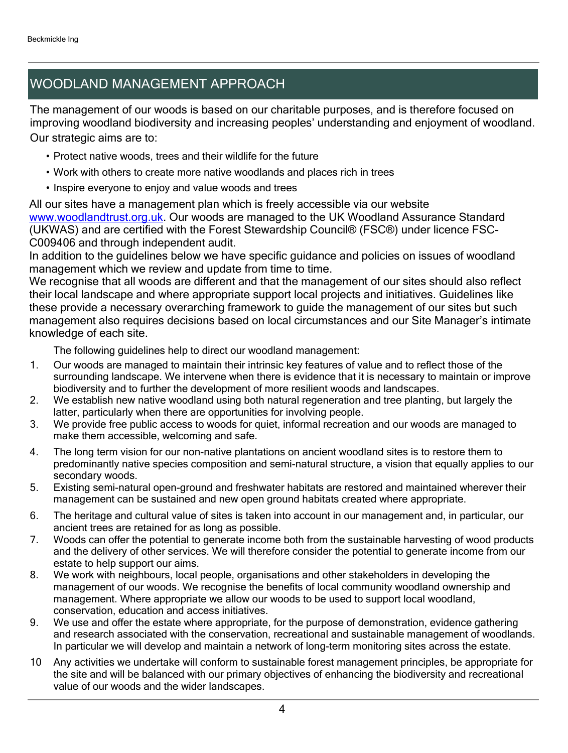## WOODLAND MANAGEMENT APPROACH

The management of our woods is based on our charitable purposes, and is therefore focused on improving woodland biodiversity and increasing peoples' understanding and enjoyment of woodland. Our strategic aims are to:

- Protect native woods, trees and their wildlife for the future
- Work with others to create more native woodlands and places rich in trees
- Inspire everyone to enjoy and value woods and trees

All our sites have a management plan which is freely accessible via our website www.woodlandtrust.org.uk. Our woods are managed to the UK Woodland Assurance Standard (UKWAS) and are certified with the Forest Stewardship Council® (FSC®) under licence FSC-C009406 and through independent audit.

In addition to the guidelines below we have specific guidance and policies on issues of woodland management which we review and update from time to time.

We recognise that all woods are different and that the management of our sites should also reflect their local landscape and where appropriate support local projects and initiatives. Guidelines like these provide a necessary overarching framework to guide the management of our sites but such management also requires decisions based on local circumstances and our Site Manager's intimate knowledge of each site.

The following guidelines help to direct our woodland management:

1. Our woods are managed to maintain their intrinsic key features of value and to reflect those of the surrounding landscape. We intervene when there is evidence that it is necessary to maintain or improve biodiversity and to further the development of more resilient woods and landscapes.
2. We establish new native woodland using both natural regeneration and tree planting, but largely the latter, particularly when there are opportunities for involving people.
3. We provide free public access to woods for quiet, informal recreation and our woods are managed to make them accessible, welcoming and safe.
4. The long term vision for our non-native plantations on ancient woodland sites is to restore them to predominantly native species composition and semi-natural structure, a vision that equally applies to our secondary woods.
5. Existing semi-natural open-ground and freshwater habitats are restored and maintained wherever their management can be sustained and new open ground habitats created where appropriate.
6. The heritage and cultural value of sites is taken into account in our management and, in particular, our ancient trees are retained for as long as possible.
7. Woods can offer the potential to generate income both from the sustainable harvesting of wood products and the delivery of other services. We will therefore consider the potential to generate income from our estate to help support our aims.
8. We work with neighbours, local people, organisations and other stakeholders in developing the management of our woods. We recognise the benefits of local community woodland ownership and management. Where appropriate we allow our woods to be used to support local woodland, conservation, education and access initiatives.
9. We use and offer the estate where appropriate, for the purpose of demonstration, evidence gathering and research associated with the conservation, recreational and sustainable management of woodlands. In particular we will develop and maintain a network of long-term monitoring sites across the estate.
10. Any activities we undertake will conform to sustainable forest management principles, be appropriate for the site and will be balanced with our primary objectives of enhancing the biodiversity and recreational value of our woods and the wider landscapes.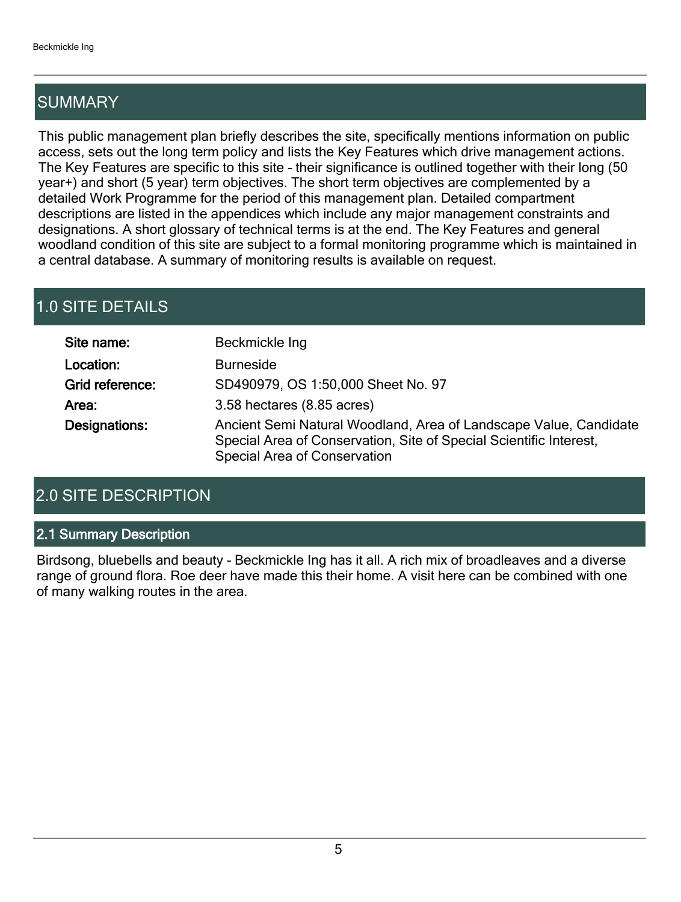## SUMMARY

This public management plan briefly describes the site, specifically mentions information on public access, sets out the long term policy and lists the Key Features which drive management actions. The Key Features are specific to this site – their significance is outlined together with their long (50 year+) and short (5 year) term objectives. The short term objectives are complemented by a detailed Work Programme for the period of this management plan. Detailed compartment descriptions are listed in the appendices which include any major management constraints and designations. A short glossary of technical terms is at the end. The Key Features and general woodland condition of this site are subject to a formal monitoring programme which is maintained in a central database. A summary of monitoring results is available on request.

## 1.0 SITE DETAILS

| | |
|---|---|
| **Site name:** | Beckmickle Ing |
| **Location:** | Burneside |
| **Grid reference:** | SD490979, OS 1:50,000 Sheet No. 97 |
| **Area:** | 3.58 hectares (8.85 acres) |
| **Designations:** | Ancient Semi Natural Woodland, Area of Landscape Value, Candidate Special Area of Conservation, Site of Special Scientific Interest, Special Area of Conservation |

## 2.0 SITE DESCRIPTION

### 2.1 Summary Description

Birdsong, bluebells and beauty – Beckmickle Ing has it all. A rich mix of broadleaves and a diverse range of ground flora. Roe deer have made this their home. A visit here can be combined with one of many walking routes in the area.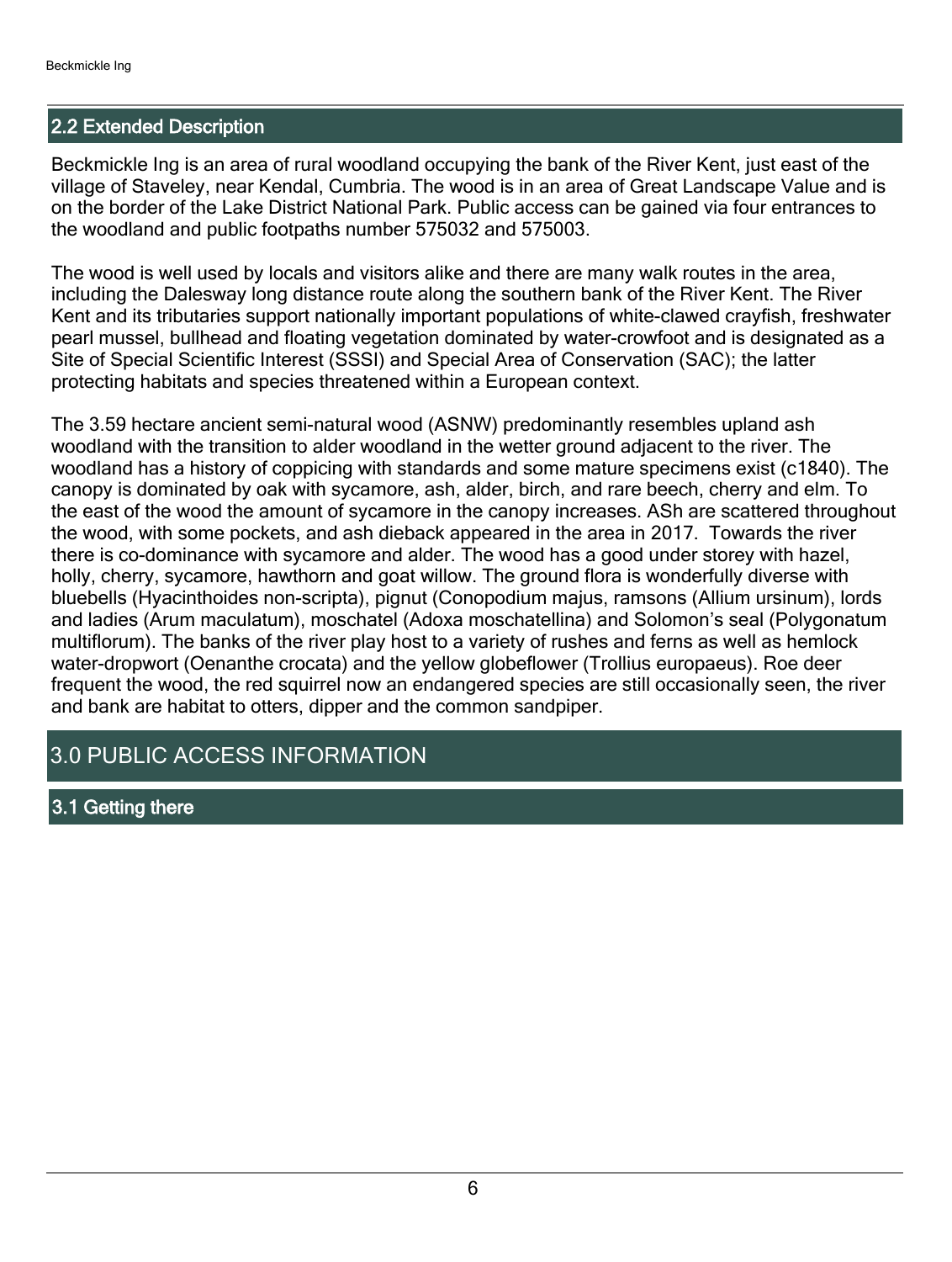## 2.2 Extended Description

Beckmickle Ing is an area of rural woodland occupying the bank of the River Kent, just east of the village of Staveley, near Kendal, Cumbria. The wood is in an area of Great Landscape Value and is on the border of the Lake District National Park. Public access can be gained via four entrances to the woodland and public footpaths number 575032 and 575003.

The wood is well used by locals and visitors alike and there are many walk routes in the area, including the Dalesway long distance route along the southern bank of the River Kent. The River Kent and its tributaries support nationally important populations of white-clawed crayfish, freshwater pearl mussel, bullhead and floating vegetation dominated by water-crowfoot and is designated as a Site of Special Scientific Interest (SSSI) and Special Area of Conservation (SAC); the latter protecting habitats and species threatened within a European context.

The 3.59 hectare ancient semi-natural wood (ASNW) predominantly resembles upland ash woodland with the transition to alder woodland in the wetter ground adjacent to the river. The woodland has a history of coppicing with standards and some mature specimens exist (c1840). The canopy is dominated by oak with sycamore, ash, alder, birch, and rare beech, cherry and elm. To the east of the wood the amount of sycamore in the canopy increases. ASh are scattered throughout the wood, with some pockets, and ash dieback appeared in the area in 2017. Towards the river there is co-dominance with sycamore and alder. The wood has a good under storey with hazel, holly, cherry, sycamore, hawthorn and goat willow. The ground flora is wonderfully diverse with bluebells (Hyacinthoides non-scripta), pignut (Conopodium majus, ramsons (Allium ursinum), lords and ladies (Arum maculatum), moschatel (Adoxa moschatellina) and Solomon's seal (Polygonatum multiflorum). The banks of the river play host to a variety of rushes and ferns as well as hemlock water-dropwort (Oenanthe crocata) and the yellow globeflower (Trollius europaeus). Roe deer frequent the wood, the red squirrel now an endangered species are still occasionally seen, the river and bank are habitat to otters, dipper and the common sandpiper.

# 3.0 PUBLIC ACCESS INFORMATION

## 3.1 Getting there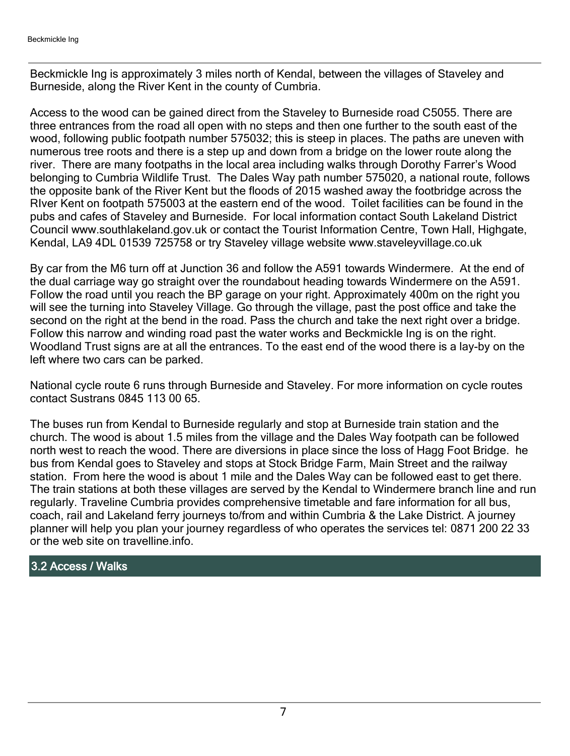Beckmickle Ing is approximately 3 miles north of Kendal, between the villages of Staveley and Burneside, along the River Kent in the county of Cumbria.

Access to the wood can be gained direct from the Staveley to Burneside road C5055. There are three entrances from the road all open with no steps and then one further to the south east of the wood, following public footpath number 575032; this is steep in places. The paths are uneven with numerous tree roots and there is a step up and down from a bridge on the lower route along the river. There are many footpaths in the local area including walks through Dorothy Farrer's Wood belonging to Cumbria Wildlife Trust. The Dales Way path number 575020, a national route, follows the opposite bank of the River Kent but the floods of 2015 washed away the footbridge across the RIver Kent on footpath 575003 at the eastern end of the wood. Toilet facilities can be found in the pubs and cafes of Staveley and Burneside. For local information contact South Lakeland District Council www.southlakeland.gov.uk or contact the Tourist Information Centre, Town Hall, Highgate, Kendal, LA9 4DL 01539 725758 or try Staveley village website www.staveleyvillage.co.uk

By car from the M6 turn off at Junction 36 and follow the A591 towards Windermere. At the end of the dual carriage way go straight over the roundabout heading towards Windermere on the A591. Follow the road until you reach the BP garage on your right. Approximately 400m on the right you will see the turning into Staveley Village. Go through the village, past the post office and take the second on the right at the bend in the road. Pass the church and take the next right over a bridge. Follow this narrow and winding road past the water works and Beckmickle Ing is on the right. Woodland Trust signs are at all the entrances. To the east end of the wood there is a lay-by on the left where two cars can be parked.

National cycle route 6 runs through Burneside and Staveley. For more information on cycle routes contact Sustrans 0845 113 00 65.

The buses run from Kendal to Burneside regularly and stop at Burneside train station and the church. The wood is about 1.5 miles from the village and the Dales Way footpath can be followed north west to reach the wood. There are diversions in place since the loss of Hagg Foot Bridge. he bus from Kendal goes to Staveley and stops at Stock Bridge Farm, Main Street and the railway station. From here the wood is about 1 mile and the Dales Way can be followed east to get there. The train stations at both these villages are served by the Kendal to Windermere branch line and run regularly. Traveline Cumbria provides comprehensive timetable and fare information for all bus, coach, rail and Lakeland ferry journeys to/from and within Cumbria & the Lake District. A journey planner will help you plan your journey regardless of who operates the services tel: 0871 200 22 33 or the web site on travelline.info.

## 3.2 Access / Walks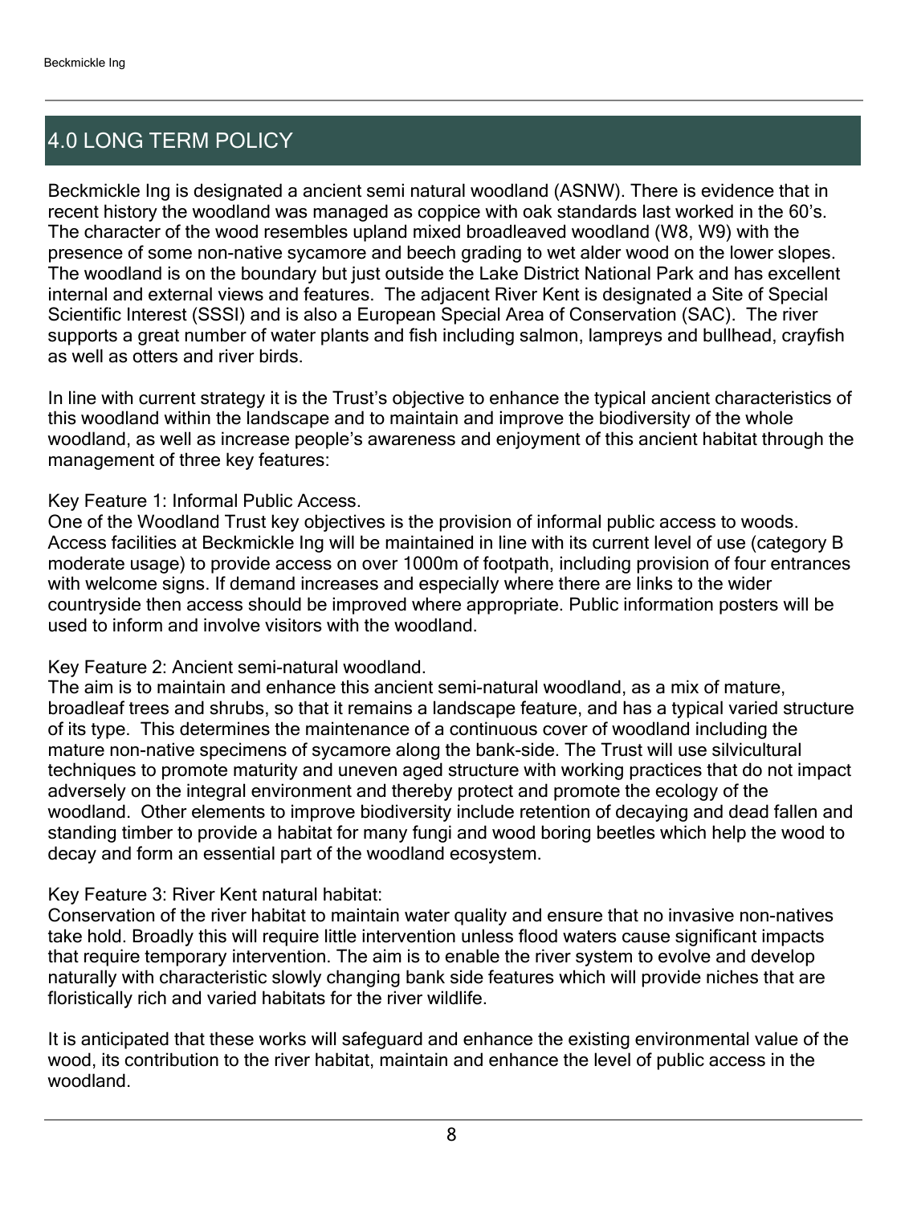## 4.0 LONG TERM POLICY

Beckmickle Ing is designated a ancient semi natural woodland (ASNW). There is evidence that in recent history the woodland was managed as coppice with oak standards last worked in the 60's. The character of the wood resembles upland mixed broadleaved woodland (W8, W9) with the presence of some non-native sycamore and beech grading to wet alder wood on the lower slopes. The woodland is on the boundary but just outside the Lake District National Park and has excellent internal and external views and features. The adjacent River Kent is designated a Site of Special Scientific Interest (SSSI) and is also a European Special Area of Conservation (SAC). The river supports a great number of water plants and fish including salmon, lampreys and bullhead, crayfish as well as otters and river birds.

In line with current strategy it is the Trust's objective to enhance the typical ancient characteristics of this woodland within the landscape and to maintain and improve the biodiversity of the whole woodland, as well as increase people's awareness and enjoyment of this ancient habitat through the management of three key features:

Key Feature 1: Informal Public Access.
One of the Woodland Trust key objectives is the provision of informal public access to woods. Access facilities at Beckmickle Ing will be maintained in line with its current level of use (category B moderate usage) to provide access on over 1000m of footpath, including provision of four entrances with welcome signs. If demand increases and especially where there are links to the wider countryside then access should be improved where appropriate. Public information posters will be used to inform and involve visitors with the woodland.

Key Feature 2: Ancient semi-natural woodland.
The aim is to maintain and enhance this ancient semi-natural woodland, as a mix of mature, broadleaf trees and shrubs, so that it remains a landscape feature, and has a typical varied structure of its type. This determines the maintenance of a continuous cover of woodland including the mature non-native specimens of sycamore along the bank-side. The Trust will use silvicultural techniques to promote maturity and uneven aged structure with working practices that do not impact adversely on the integral environment and thereby protect and promote the ecology of the woodland. Other elements to improve biodiversity include retention of decaying and dead fallen and standing timber to provide a habitat for many fungi and wood boring beetles which help the wood to decay and form an essential part of the woodland ecosystem.

Key Feature 3: River Kent natural habitat:
Conservation of the river habitat to maintain water quality and ensure that no invasive non-natives take hold. Broadly this will require little intervention unless flood waters cause significant impacts that require temporary intervention. The aim is to enable the river system to evolve and develop naturally with characteristic slowly changing bank side features which will provide niches that are floristically rich and varied habitats for the river wildlife.

It is anticipated that these works will safeguard and enhance the existing environmental value of the wood, its contribution to the river habitat, maintain and enhance the level of public access in the woodland.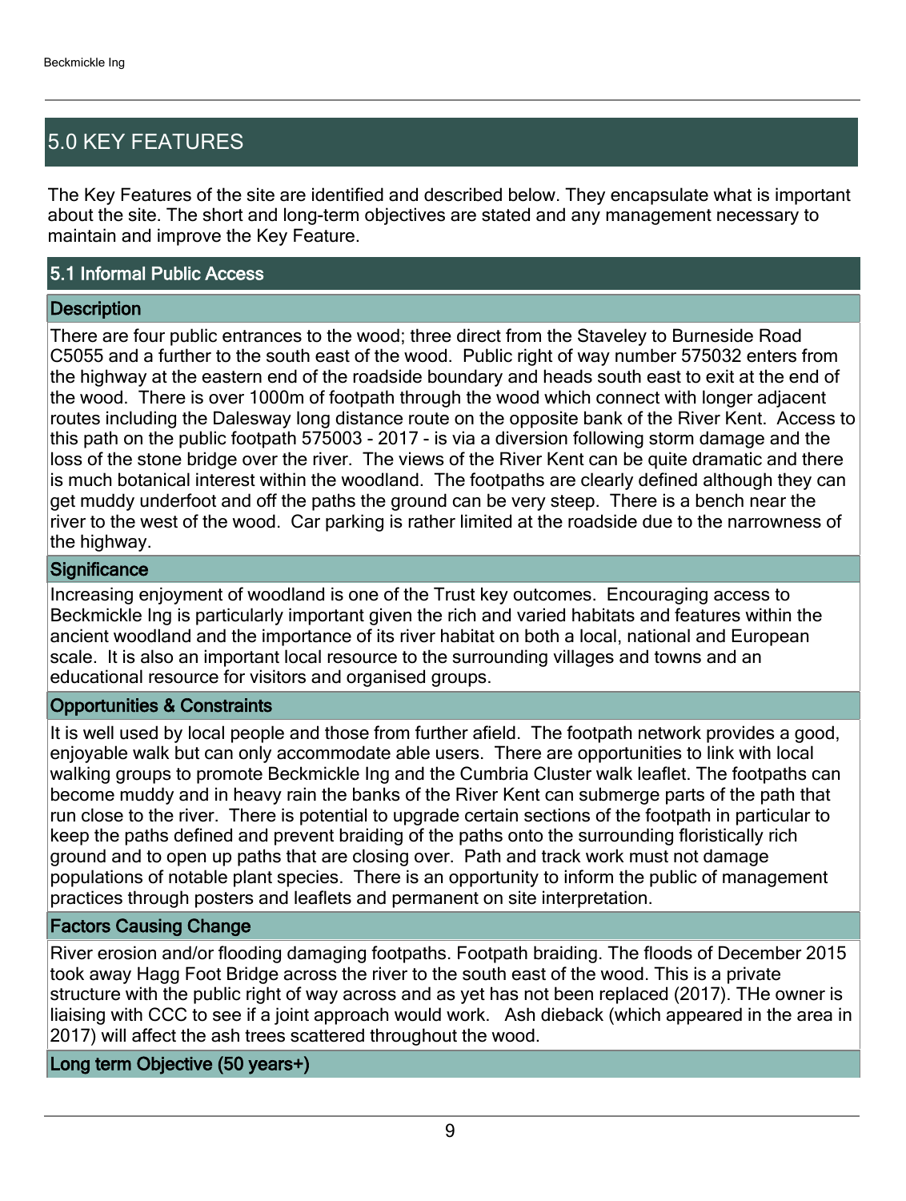## 5.0 KEY FEATURES

The Key Features of the site are identified and described below. They encapsulate what is important about the site. The short and long-term objectives are stated and any management necessary to maintain and improve the Key Feature.

### 5.1 Informal Public Access

#### Description

There are four public entrances to the wood; three direct from the Staveley to Burneside Road C5055 and a further to the south east of the wood. Public right of way number 575032 enters from the highway at the eastern end of the roadside boundary and heads south east to exit at the end of the wood. There is over 1000m of footpath through the wood which connect with longer adjacent routes including the Dalesway long distance route on the opposite bank of the River Kent. Access to this path on the public footpath 575003 - 2017 - is via a diversion following storm damage and the loss of the stone bridge over the river. The views of the River Kent can be quite dramatic and there is much botanical interest within the woodland. The footpaths are clearly defined although they can get muddy underfoot and off the paths the ground can be very steep. There is a bench near the river to the west of the wood. Car parking is rather limited at the roadside due to the narrowness of the highway.

#### Significance

Increasing enjoyment of woodland is one of the Trust key outcomes. Encouraging access to Beckmickle Ing is particularly important given the rich and varied habitats and features within the ancient woodland and the importance of its river habitat on both a local, national and European scale. It is also an important local resource to the surrounding villages and towns and an educational resource for visitors and organised groups.

#### Opportunities & Constraints

It is well used by local people and those from further afield. The footpath network provides a good, enjoyable walk but can only accommodate able users. There are opportunities to link with local walking groups to promote Beckmickle Ing and the Cumbria Cluster walk leaflet. The footpaths can become muddy and in heavy rain the banks of the River Kent can submerge parts of the path that run close to the river. There is potential to upgrade certain sections of the footpath in particular to keep the paths defined and prevent braiding of the paths onto the surrounding floristically rich ground and to open up paths that are closing over. Path and track work must not damage populations of notable plant species. There is an opportunity to inform the public of management practices through posters and leaflets and permanent on site interpretation.

#### Factors Causing Change

River erosion and/or flooding damaging footpaths. Footpath braiding. The floods of December 2015 took away Hagg Foot Bridge across the river to the south east of the wood. This is a private structure with the public right of way across and as yet has not been replaced (2017). THe owner is liaising with CCC to see if a joint approach would work. Ash dieback (which appeared in the area in 2017) will affect the ash trees scattered throughout the wood.

#### Long term Objective (50 years+)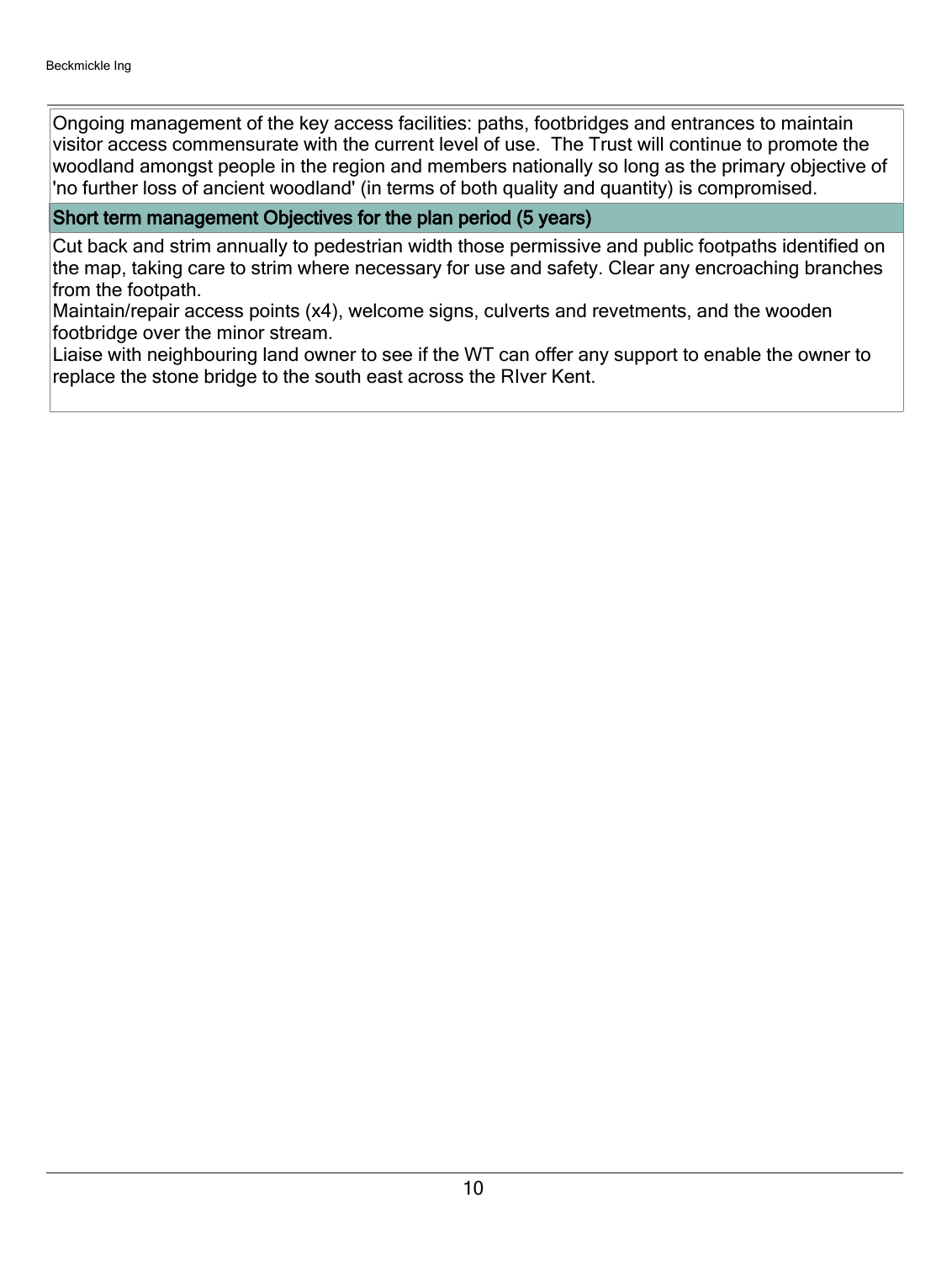Ongoing management of the key access facilities: paths, footbridges and entrances to maintain visitor access commensurate with the current level of use. The Trust will continue to promote the woodland amongst people in the region and members nationally so long as the primary objective of 'no further loss of ancient woodland' (in terms of both quality and quantity) is compromised.

### Short term management Objectives for the plan period (5 years)

Cut back and strim annually to pedestrian width those permissive and public footpaths identified on the map, taking care to strim where necessary for use and safety. Clear any encroaching branches from the footpath.
Maintain/repair access points (x4), welcome signs, culverts and revetments, and the wooden footbridge over the minor stream.
Liaise with neighbouring land owner to see if the WT can offer any support to enable the owner to replace the stone bridge to the south east across the RIver Kent.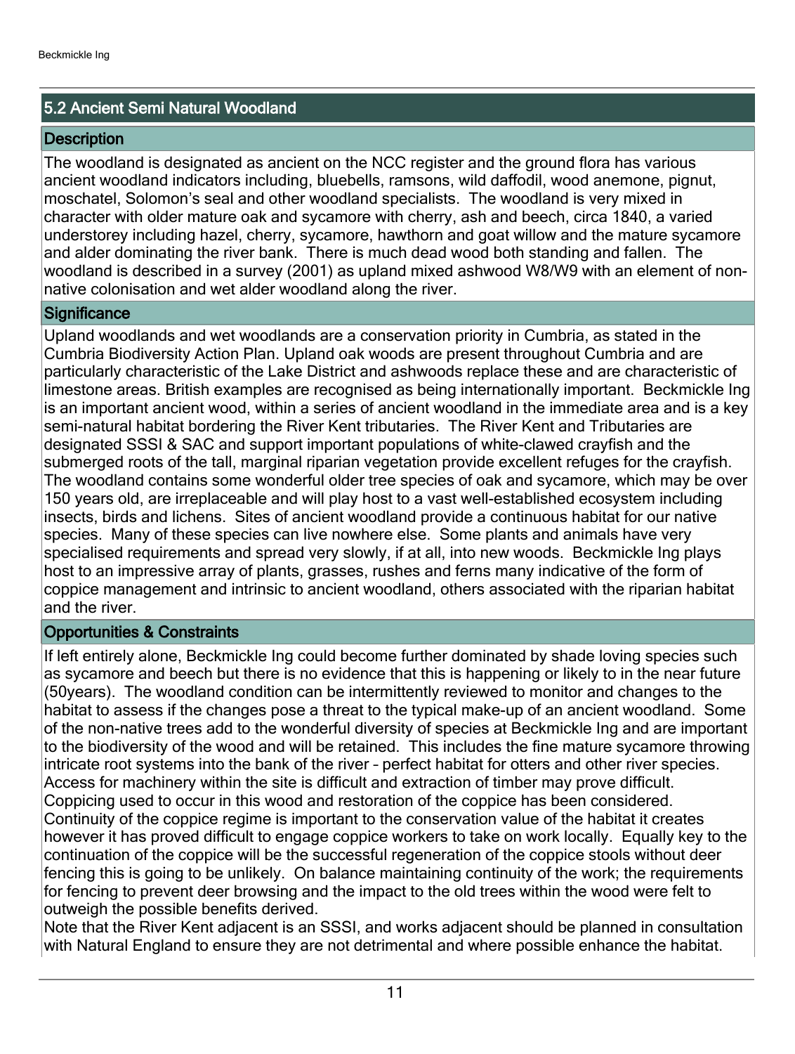## 5.2 Ancient Semi Natural Woodland

### Description

The woodland is designated as ancient on the NCC register and the ground flora has various ancient woodland indicators including, bluebells, ramsons, wild daffodil, wood anemone, pignut, moschatel, Solomon's seal and other woodland specialists. The woodland is very mixed in character with older mature oak and sycamore with cherry, ash and beech, circa 1840, a varied understorey including hazel, cherry, sycamore, hawthorn and goat willow and the mature sycamore and alder dominating the river bank. There is much dead wood both standing and fallen. The woodland is described in a survey (2001) as upland mixed ashwood W8/W9 with an element of non-native colonisation and wet alder woodland along the river.

### Significance

Upland woodlands and wet woodlands are a conservation priority in Cumbria, as stated in the Cumbria Biodiversity Action Plan. Upland oak woods are present throughout Cumbria and are particularly characteristic of the Lake District and ashwoods replace these and are characteristic of limestone areas. British examples are recognised as being internationally important. Beckmickle Ing is an important ancient wood, within a series of ancient woodland in the immediate area and is a key semi-natural habitat bordering the River Kent tributaries. The River Kent and Tributaries are designated SSSI & SAC and support important populations of white-clawed crayfish and the submerged roots of the tall, marginal riparian vegetation provide excellent refuges for the crayfish. The woodland contains some wonderful older tree species of oak and sycamore, which may be over 150 years old, are irreplaceable and will play host to a vast well-established ecosystem including insects, birds and lichens. Sites of ancient woodland provide a continuous habitat for our native species. Many of these species can live nowhere else. Some plants and animals have very specialised requirements and spread very slowly, if at all, into new woods. Beckmickle Ing plays host to an impressive array of plants, grasses, rushes and ferns many indicative of the form of coppice management and intrinsic to ancient woodland, others associated with the riparian habitat and the river.

### Opportunities & Constraints

If left entirely alone, Beckmickle Ing could become further dominated by shade loving species such as sycamore and beech but there is no evidence that this is happening or likely to in the near future (50years). The woodland condition can be intermittently reviewed to monitor and changes to the habitat to assess if the changes pose a threat to the typical make-up of an ancient woodland. Some of the non-native trees add to the wonderful diversity of species at Beckmickle Ing and are important to the biodiversity of the wood and will be retained. This includes the fine mature sycamore throwing intricate root systems into the bank of the river – perfect habitat for otters and other river species. Access for machinery within the site is difficult and extraction of timber may prove difficult. Coppicing used to occur in this wood and restoration of the coppice has been considered. Continuity of the coppice regime is important to the conservation value of the habitat it creates however it has proved difficult to engage coppice workers to take on work locally. Equally key to the continuation of the coppice will be the successful regeneration of the coppice stools without deer fencing this is going to be unlikely. On balance maintaining continuity of the work; the requirements for fencing to prevent deer browsing and the impact to the old trees within the wood were felt to outweigh the possible benefits derived.

Note that the River Kent adjacent is an SSSI, and works adjacent should be planned in consultation with Natural England to ensure they are not detrimental and where possible enhance the habitat.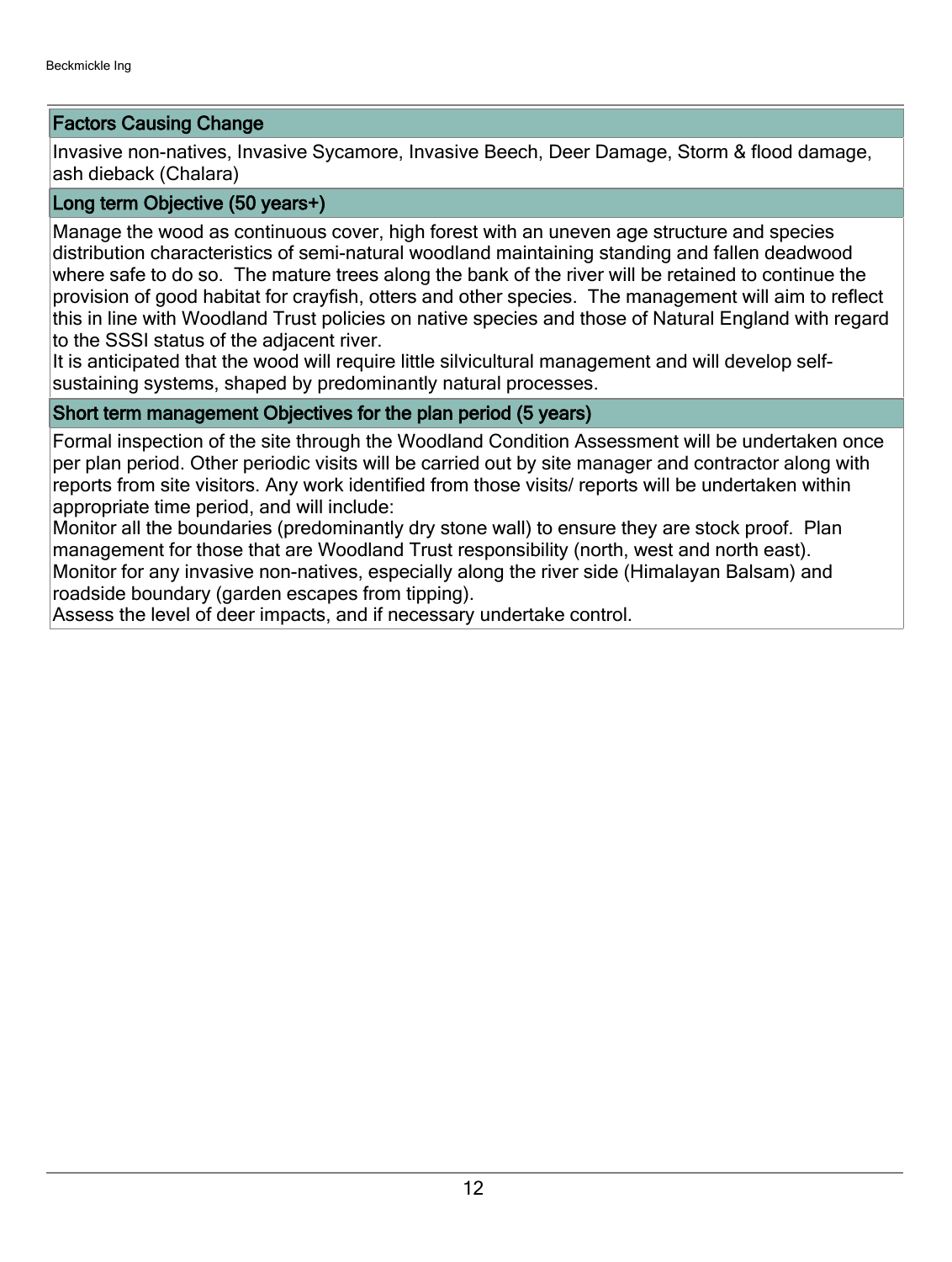### Factors Causing Change

Invasive non-natives, Invasive Sycamore, Invasive Beech, Deer Damage, Storm & flood damage, ash dieback (Chalara)

### Long term Objective (50 years+)

Manage the wood as continuous cover, high forest with an uneven age structure and species distribution characteristics of semi-natural woodland maintaining standing and fallen deadwood where safe to do so. The mature trees along the bank of the river will be retained to continue the provision of good habitat for crayfish, otters and other species. The management will aim to reflect this in line with Woodland Trust policies on native species and those of Natural England with regard to the SSSI status of the adjacent river.
It is anticipated that the wood will require little silvicultural management and will develop self-sustaining systems, shaped by predominantly natural processes.

### Short term management Objectives for the plan period (5 years)

Formal inspection of the site through the Woodland Condition Assessment will be undertaken once per plan period. Other periodic visits will be carried out by site manager and contractor along with reports from site visitors. Any work identified from those visits/ reports will be undertaken within appropriate time period, and will include:
Monitor all the boundaries (predominantly dry stone wall) to ensure they are stock proof. Plan management for those that are Woodland Trust responsibility (north, west and north east).
Monitor for any invasive non-natives, especially along the river side (Himalayan Balsam) and roadside boundary (garden escapes from tipping).
Assess the level of deer impacts, and if necessary undertake control.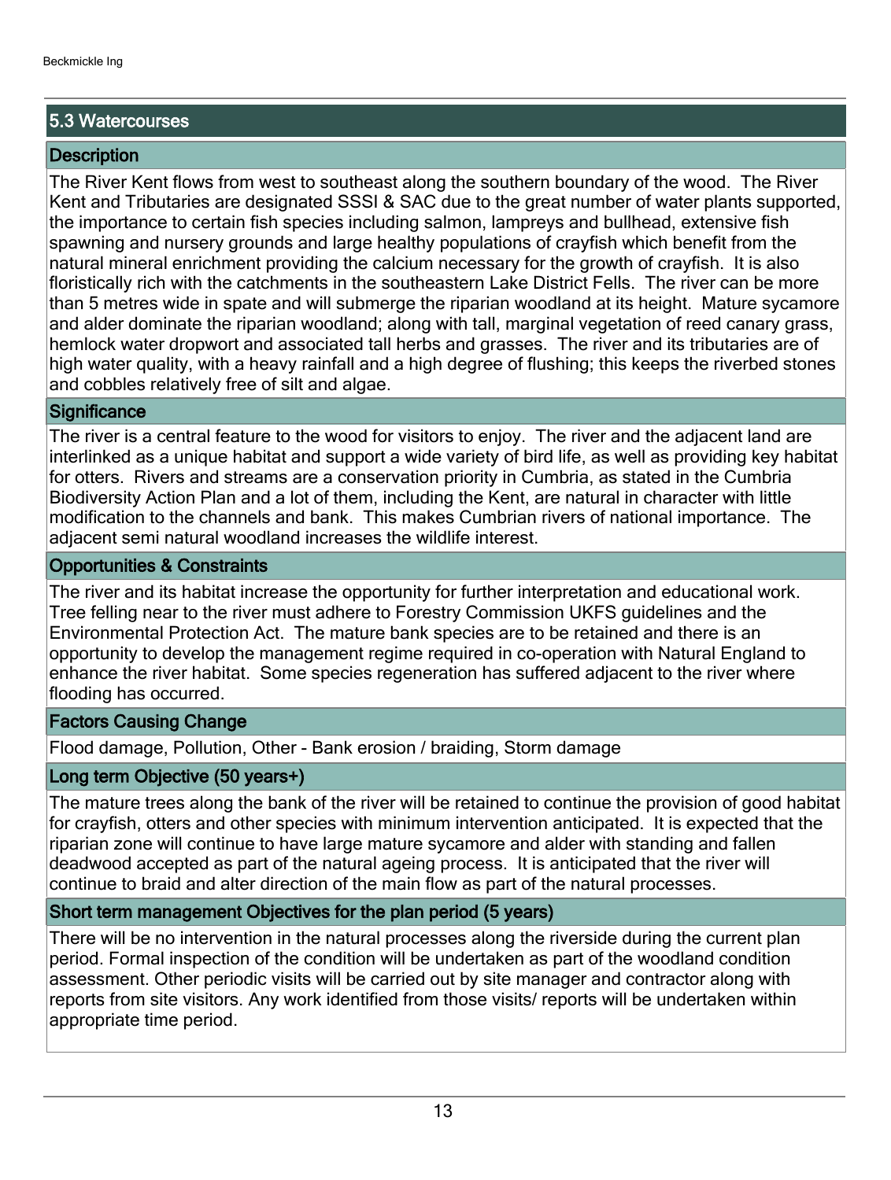## 5.3 Watercourses

### Description

The River Kent flows from west to southeast along the southern boundary of the wood. The River Kent and Tributaries are designated SSSI & SAC due to the great number of water plants supported, the importance to certain fish species including salmon, lampreys and bullhead, extensive fish spawning and nursery grounds and large healthy populations of crayfish which benefit from the natural mineral enrichment providing the calcium necessary for the growth of crayfish. It is also floristically rich with the catchments in the southeastern Lake District Fells. The river can be more than 5 metres wide in spate and will submerge the riparian woodland at its height. Mature sycamore and alder dominate the riparian woodland; along with tall, marginal vegetation of reed canary grass, hemlock water dropwort and associated tall herbs and grasses. The river and its tributaries are of high water quality, with a heavy rainfall and a high degree of flushing; this keeps the riverbed stones and cobbles relatively free of silt and algae.

### Significance

The river is a central feature to the wood for visitors to enjoy. The river and the adjacent land are interlinked as a unique habitat and support a wide variety of bird life, as well as providing key habitat for otters. Rivers and streams are a conservation priority in Cumbria, as stated in the Cumbria Biodiversity Action Plan and a lot of them, including the Kent, are natural in character with little modification to the channels and bank. This makes Cumbrian rivers of national importance. The adjacent semi natural woodland increases the wildlife interest.

### Opportunities & Constraints

The river and its habitat increase the opportunity for further interpretation and educational work. Tree felling near to the river must adhere to Forestry Commission UKFS guidelines and the Environmental Protection Act. The mature bank species are to be retained and there is an opportunity to develop the management regime required in co-operation with Natural England to enhance the river habitat. Some species regeneration has suffered adjacent to the river where flooding has occurred.

### Factors Causing Change

Flood damage, Pollution, Other - Bank erosion / braiding, Storm damage

### Long term Objective (50 years+)

The mature trees along the bank of the river will be retained to continue the provision of good habitat for crayfish, otters and other species with minimum intervention anticipated. It is expected that the riparian zone will continue to have large mature sycamore and alder with standing and fallen deadwood accepted as part of the natural ageing process. It is anticipated that the river will continue to braid and alter direction of the main flow as part of the natural processes.

### Short term management Objectives for the plan period (5 years)

There will be no intervention in the natural processes along the riverside during the current plan period. Formal inspection of the condition will be undertaken as part of the woodland condition assessment. Other periodic visits will be carried out by site manager and contractor along with reports from site visitors. Any work identified from those visits/ reports will be undertaken within appropriate time period.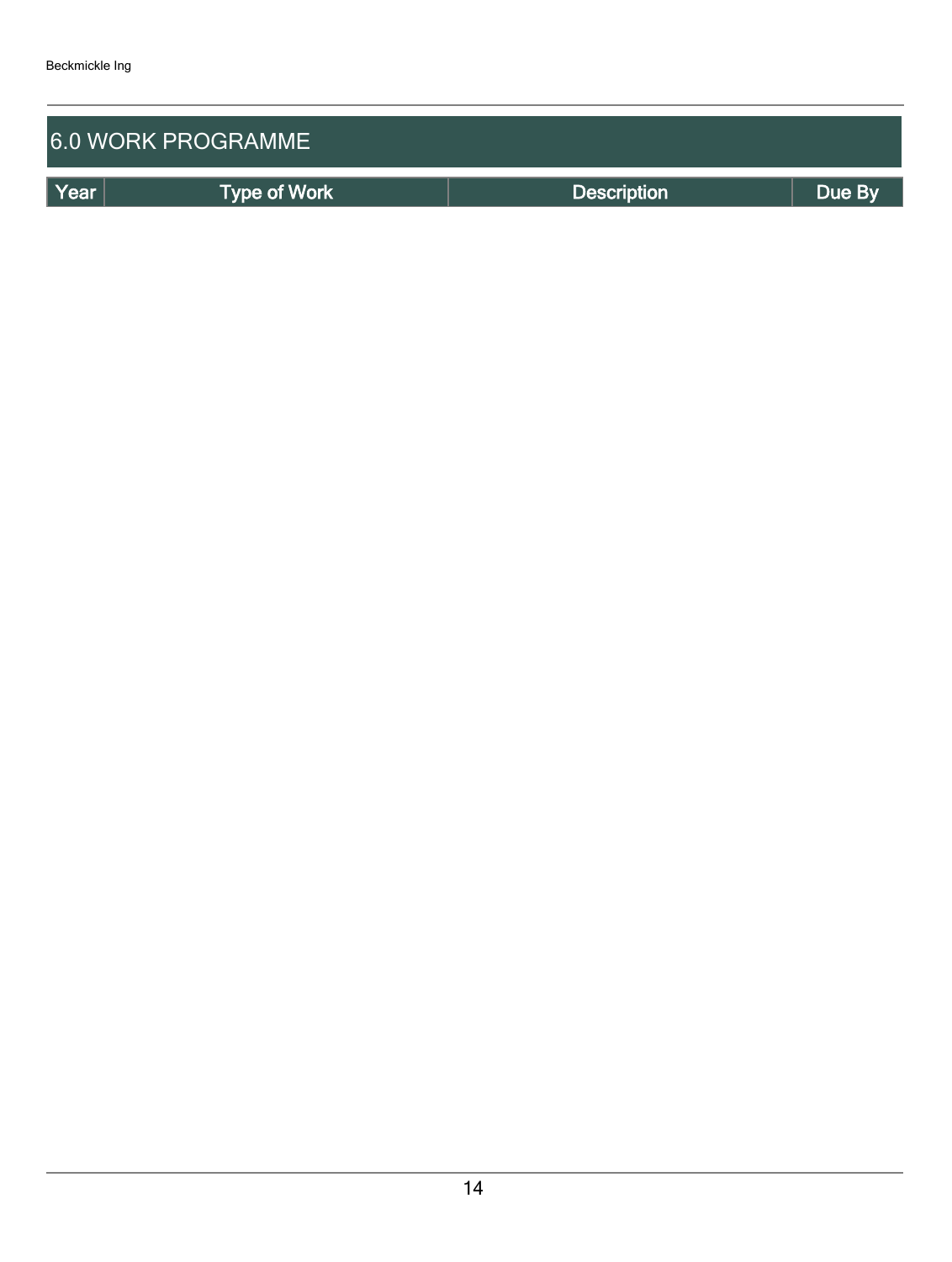## 6.0 WORK PROGRAMME

| Year | Type of Work | Description | Due By |
| --- | --- | --- | --- |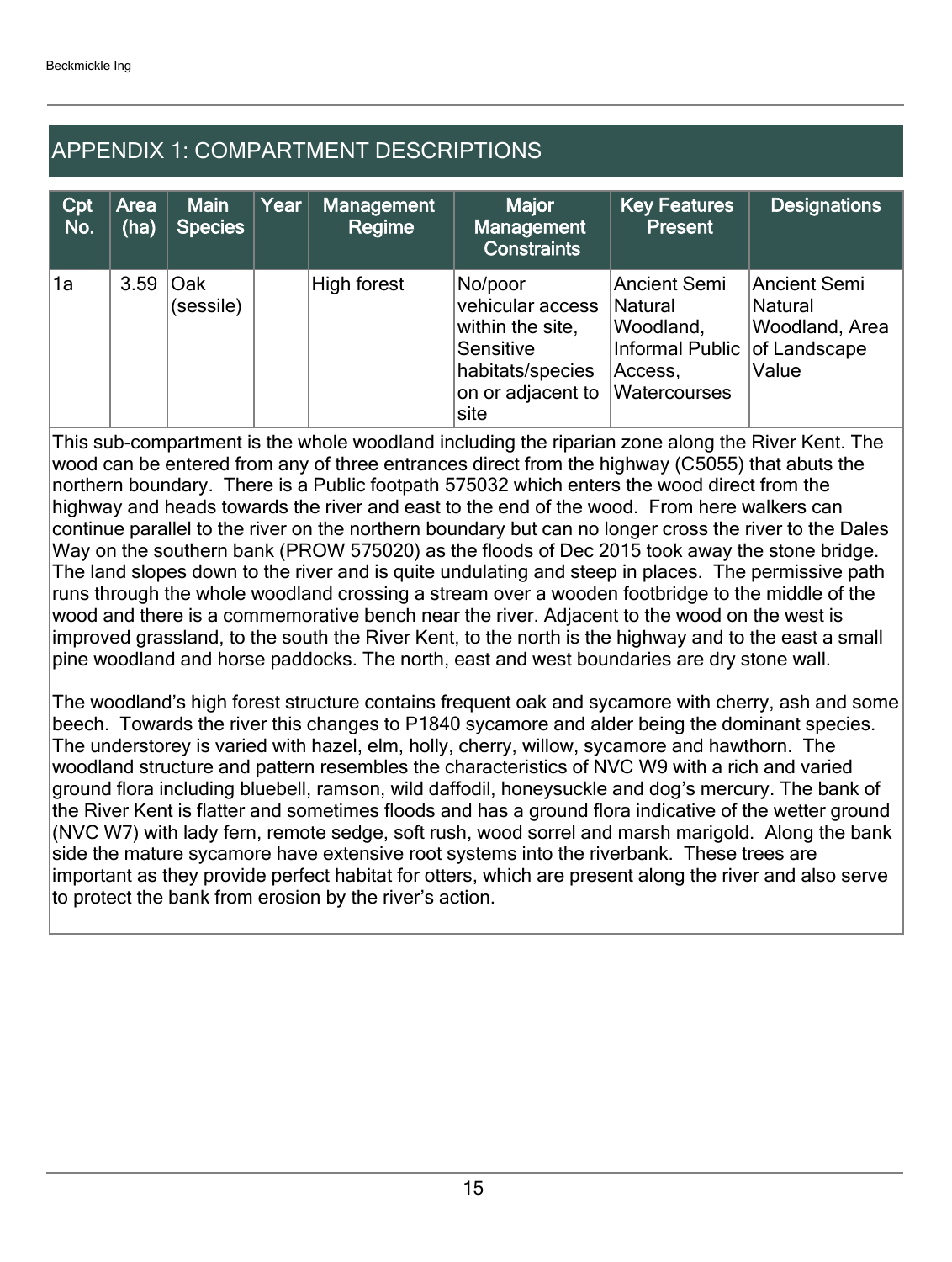## APPENDIX 1: COMPARTMENT DESCRIPTIONS

| Cpt No. | Area (ha) | Main Species | Year | Management Regime | Major Management Constraints | Key Features Present | Designations |
|---|---|---|---|---|---|---|---|
| 1a | 3.59 | Oak (sessile) | | High forest | No/poor vehicular access within the site, Sensitive habitats/species on or adjacent to site | Ancient Semi Natural Woodland, Informal Public Access, Watercourses | Ancient Semi Natural Woodland, Area of Landscape Value |

This sub-compartment is the whole woodland including the riparian zone along the River Kent. The wood can be entered from any of three entrances direct from the highway (C5055) that abuts the northern boundary. There is a Public footpath 575032 which enters the wood direct from the highway and heads towards the river and east to the end of the wood. From here walkers can continue parallel to the river on the northern boundary but can no longer cross the river to the Dales Way on the southern bank (PROW 575020) as the floods of Dec 2015 took away the stone bridge. The land slopes down to the river and is quite undulating and steep in places. The permissive path runs through the whole woodland crossing a stream over a wooden footbridge to the middle of the wood and there is a commemorative bench near the river. Adjacent to the wood on the west is improved grassland, to the south the River Kent, to the north is the highway and to the east a small pine woodland and horse paddocks. The north, east and west boundaries are dry stone wall.

The woodland's high forest structure contains frequent oak and sycamore with cherry, ash and some beech. Towards the river this changes to P1840 sycamore and alder being the dominant species. The understorey is varied with hazel, elm, holly, cherry, willow, sycamore and hawthorn. The woodland structure and pattern resembles the characteristics of NVC W9 with a rich and varied ground flora including bluebell, ramson, wild daffodil, honeysuckle and dog's mercury. The bank of the River Kent is flatter and sometimes floods and has a ground flora indicative of the wetter ground (NVC W7) with lady fern, remote sedge, soft rush, wood sorrel and marsh marigold. Along the bank side the mature sycamore have extensive root systems into the riverbank. These trees are important as they provide perfect habitat for otters, which are present along the river and also serve to protect the bank from erosion by the river's action.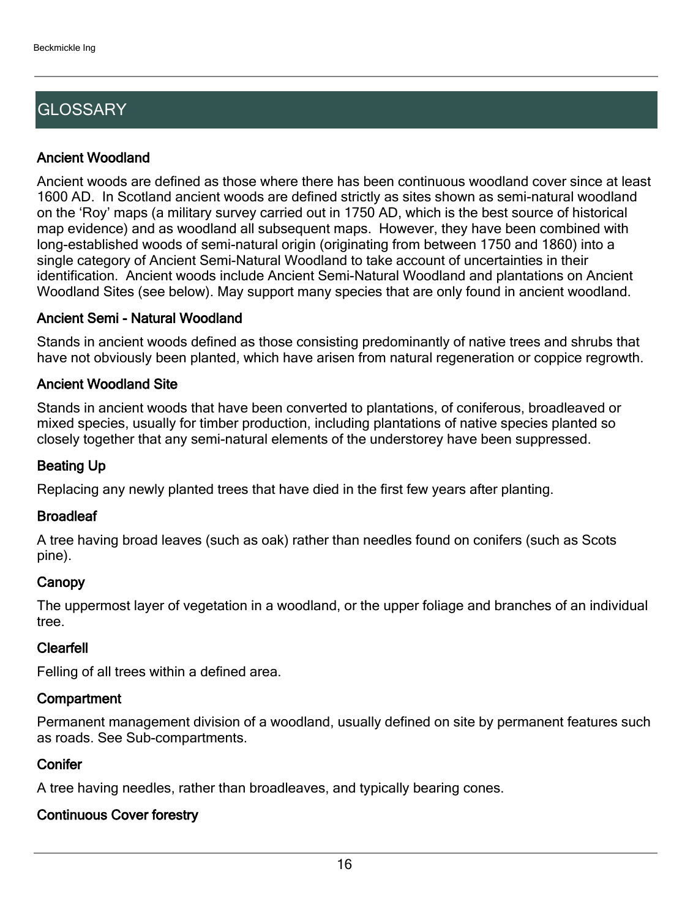# GLOSSARY

### Ancient Woodland

Ancient woods are defined as those where there has been continuous woodland cover since at least 1600 AD. In Scotland ancient woods are defined strictly as sites shown as semi-natural woodland on the 'Roy' maps (a military survey carried out in 1750 AD, which is the best source of historical map evidence) and as woodland all subsequent maps. However, they have been combined with long-established woods of semi-natural origin (originating from between 1750 and 1860) into a single category of Ancient Semi-Natural Woodland to take account of uncertainties in their identification. Ancient woods include Ancient Semi-Natural Woodland and plantations on Ancient Woodland Sites (see below). May support many species that are only found in ancient woodland.

### Ancient Semi - Natural Woodland

Stands in ancient woods defined as those consisting predominantly of native trees and shrubs that have not obviously been planted, which have arisen from natural regeneration or coppice regrowth.

### Ancient Woodland Site

Stands in ancient woods that have been converted to plantations, of coniferous, broadleaved or mixed species, usually for timber production, including plantations of native species planted so closely together that any semi-natural elements of the understorey have been suppressed.

### Beating Up

Replacing any newly planted trees that have died in the first few years after planting.

### Broadleaf

A tree having broad leaves (such as oak) rather than needles found on conifers (such as Scots pine).

### Canopy

The uppermost layer of vegetation in a woodland, or the upper foliage and branches of an individual tree.

### Clearfell

Felling of all trees within a defined area.

### Compartment

Permanent management division of a woodland, usually defined on site by permanent features such as roads. See Sub-compartments.

### Conifer

A tree having needles, rather than broadleaves, and typically bearing cones.

### Continuous Cover forestry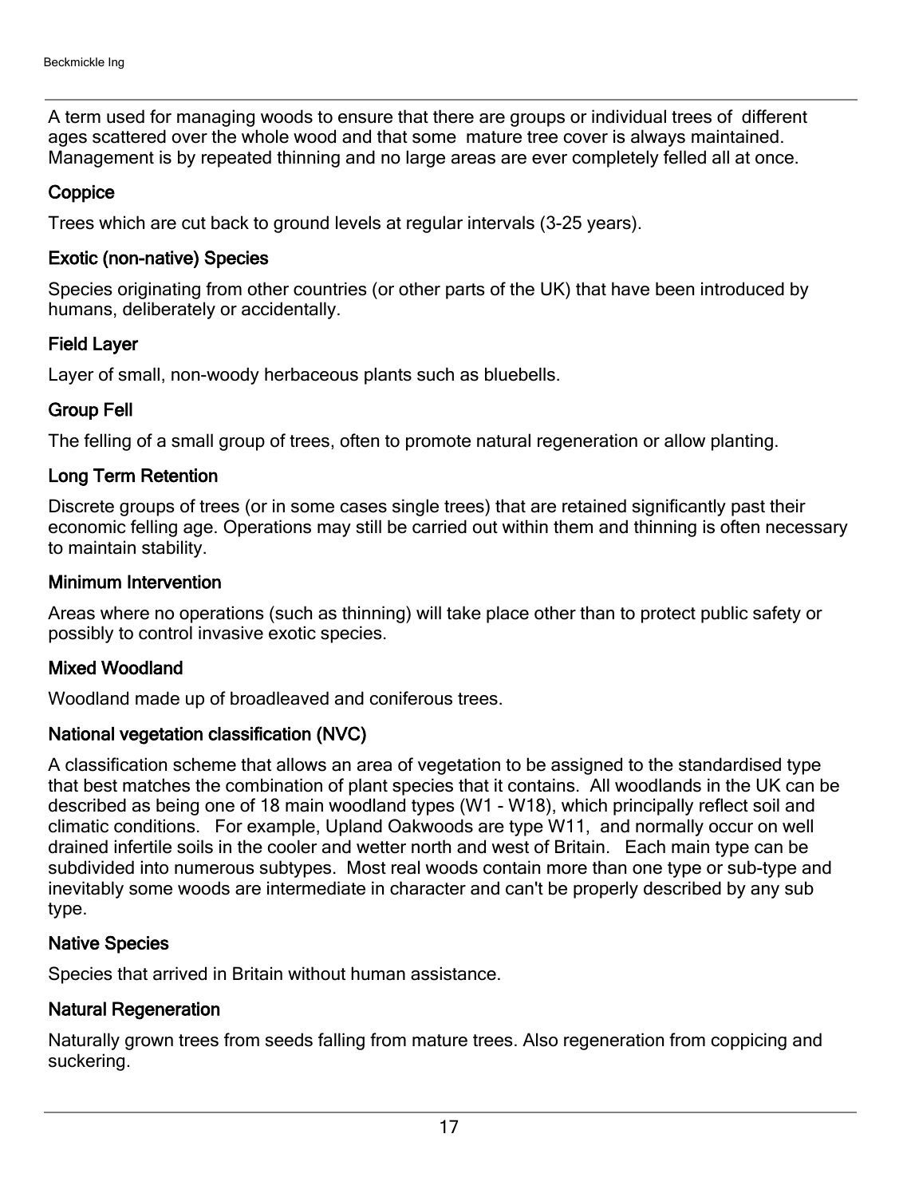A term used for managing woods to ensure that there are groups or individual trees of different ages scattered over the whole wood and that some mature tree cover is always maintained. Management is by repeated thinning and no large areas are ever completely felled all at once.

### Coppice

Trees which are cut back to ground levels at regular intervals (3-25 years).

### Exotic (non-native) Species

Species originating from other countries (or other parts of the UK) that have been introduced by humans, deliberately or accidentally.

### Field Layer

Layer of small, non-woody herbaceous plants such as bluebells.

### Group Fell

The felling of a small group of trees, often to promote natural regeneration or allow planting.

### Long Term Retention

Discrete groups of trees (or in some cases single trees) that are retained significantly past their economic felling age. Operations may still be carried out within them and thinning is often necessary to maintain stability.

### Minimum Intervention

Areas where no operations (such as thinning) will take place other than to protect public safety or possibly to control invasive exotic species.

### Mixed Woodland

Woodland made up of broadleaved and coniferous trees.

### National vegetation classification (NVC)

A classification scheme that allows an area of vegetation to be assigned to the standardised type that best matches the combination of plant species that it contains. All woodlands in the UK can be described as being one of 18 main woodland types (W1 - W18), which principally reflect soil and climatic conditions. For example, Upland Oakwoods are type W11, and normally occur on well drained infertile soils in the cooler and wetter north and west of Britain. Each main type can be subdivided into numerous subtypes. Most real woods contain more than one type or sub-type and inevitably some woods are intermediate in character and can't be properly described by any sub type.

### Native Species

Species that arrived in Britain without human assistance.

### Natural Regeneration

Naturally grown trees from seeds falling from mature trees. Also regeneration from coppicing and suckering.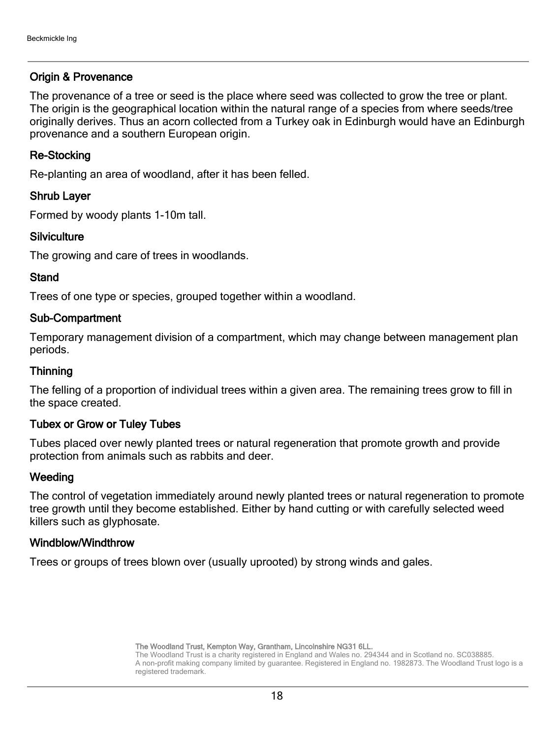### Origin & Provenance

The provenance of a tree or seed is the place where seed was collected to grow the tree or plant. The origin is the geographical location within the natural range of a species from where seeds/tree originally derives. Thus an acorn collected from a Turkey oak in Edinburgh would have an Edinburgh provenance and a southern European origin.

### Re-Stocking

Re-planting an area of woodland, after it has been felled.

### Shrub Layer

Formed by woody plants 1-10m tall.

### Silviculture

The growing and care of trees in woodlands.

### Stand

Trees of one type or species, grouped together within a woodland.

### Sub-Compartment

Temporary management division of a compartment, which may change between management plan periods.

### Thinning

The felling of a proportion of individual trees within a given area. The remaining trees grow to fill in the space created.

### Tubex or Grow or Tuley Tubes

Tubes placed over newly planted trees or natural regeneration that promote growth and provide protection from animals such as rabbits and deer.

### Weeding

The control of vegetation immediately around newly planted trees or natural regeneration to promote tree growth until they become established. Either by hand cutting or with carefully selected weed killers such as glyphosate.

### Windblow/Windthrow

Trees or groups of trees blown over (usually uprooted) by strong winds and gales.